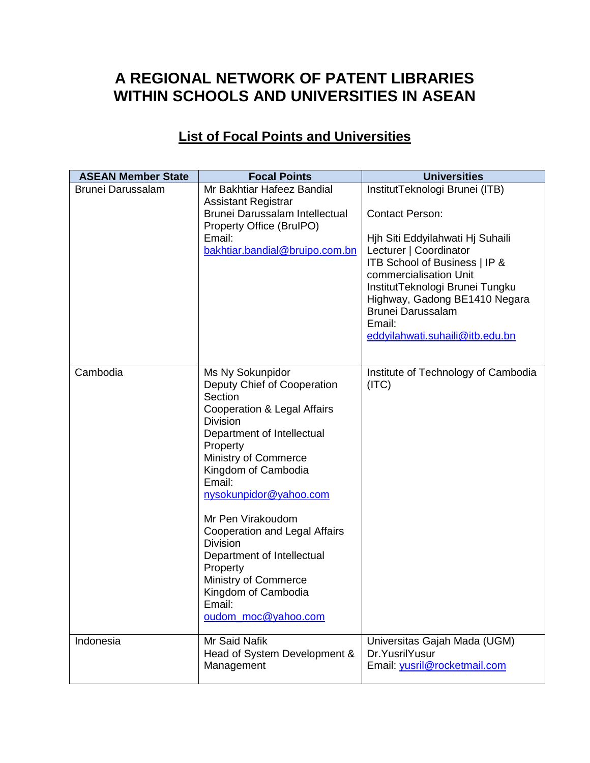# A REGIONAL NETWORK OF PATENT LIBRARIES WITHIN SCHOOLS AND UNIVERSITIES IN ASEAN

## List of Focal Points and Universities

| ASEAN Member State | Focal Points | Universities |
|---|---|---|
| Brunei Darussalam | Mr Bakhtiar Hafeez Bandial<br>Assistant Registrar<br>Brunei Darussalam Intellectual Property Office (BruIPO)<br>Email:<br>bakhtiar.bandial@bruipo.com.bn | InstitutTeknologi Brunei (ITB)<br><br>Contact Person:<br><br>Hjh Siti Eddyilahwati Hj Suhaili<br>Lecturer \| Coordinator<br>ITB School of Business \| IP & commercialisation Unit<br>InstitutTeknologi Brunei Tungku Highway, Gadong BE1410 Negara Brunei Darussalam<br>Email:<br>eddyilahwati.suhaili@itb.edu.bn |
| Cambodia | Ms Ny Sokunpidor<br>Deputy Chief of Cooperation Section<br>Cooperation & Legal Affairs Division<br>Department of Intellectual Property<br>Ministry of Commerce<br>Kingdom of Cambodia<br>Email:<br>nysokunpidor@yahoo.com<br><br>Mr Pen Virakoudom<br>Cooperation and Legal Affairs Division<br>Department of Intellectual Property<br>Ministry of Commerce<br>Kingdom of Cambodia<br>Email:<br>oudom_moc@yahoo.com | Institute of Technology of Cambodia (ITC) |
| Indonesia | Mr Said Nafik<br>Head of System Development & Management | Universitas Gajah Mada (UGM)<br>Dr.YusrilYusur<br>Email: yusril@rocketmail.com |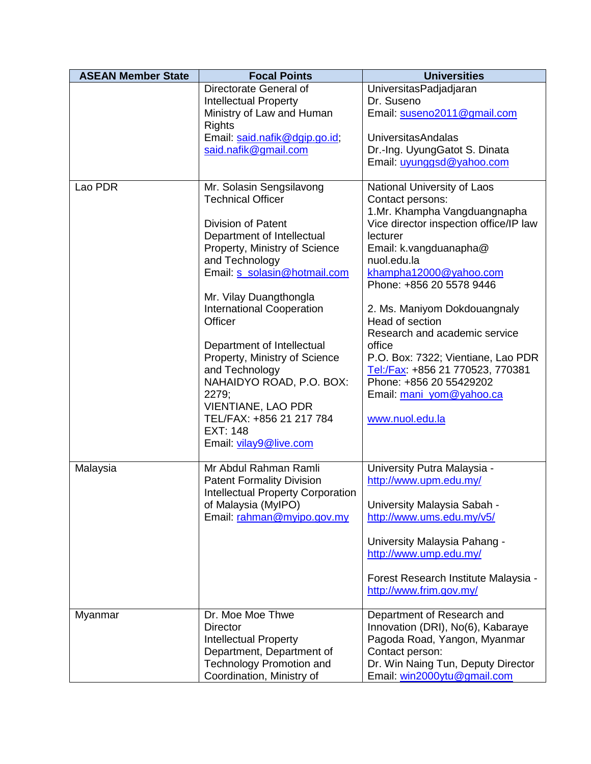| ASEAN Member State | Focal Points | Universities |
|---|---|---|
| | Directorate General of Intellectual Property<br>Ministry of Law and Human Rights<br>Email: said.nafik@dgip.go.id; said.nafik@gmail.com | UniversitasPadjadjaran<br>Dr. Suseno<br>Email: suseno2011@gmail.com<br><br>UniversitasAndalas<br>Dr.-Ing. UyungGatot S. Dinata<br>Email: uyunggsd@yahoo.com |
| Lao PDR | Mr. Solasin Sengsilavong<br>Technical Officer<br><br>Division of Patent<br>Department of Intellectual Property, Ministry of Science and Technology<br>Email: s_solasin@hotmail.com<br><br>Mr. Vilay Duangthongla<br>International Cooperation Officer<br><br>Department of Intellectual Property, Ministry of Science and Technology<br>NAHAIDYO ROAD, P.O. BOX: 2279;<br>VIENTIANE, LAO PDR<br>TEL/FAX: +856 21 217 784<br>EXT: 148<br>Email: vilay9@live.com | National University of Laos<br>Contact persons:<br>1.Mr. Khampha Vangduangnapha<br>Vice director inspection office/IP law lecturer<br>Email: k.vangduanapha@ nuol.edu.la<br>khampha12000@yahoo.com<br>Phone: +856 20 5578 9446<br><br>2. Ms. Maniyom Dokdouangnaly<br>Head of section<br>Research and academic service office<br>P.O. Box: 7322; Vientiane, Lao PDR<br>Tel:/Fax: +856 21 770523, 770381<br>Phone: +856 20 55429202<br>Email: mani_yom@yahoo.ca<br><br>www.nuol.edu.la |
| Malaysia | Mr Abdul Rahman Ramli<br>Patent Formality Division<br>Intellectual Property Corporation of Malaysia (MyIPO)<br>Email: rahman@myipo.gov.my | University Putra Malaysia - http://www.upm.edu.my/<br><br>University Malaysia Sabah - http://www.ums.edu.my/v5/<br><br>University Malaysia Pahang - http://www.ump.edu.my/<br><br>Forest Research Institute Malaysia - http://www.frim.gov.my/ |
| Myanmar | Dr. Moe Moe Thwe<br>Director<br>Intellectual Property Department, Department of Technology Promotion and Coordination, Ministry of | Department of Research and Innovation (DRI), No(6), Kabaraye Pagoda Road, Yangon, Myanmar<br>Contact person:<br>Dr. Win Naing Tun, Deputy Director<br>Email: win2000ytu@gmail.com |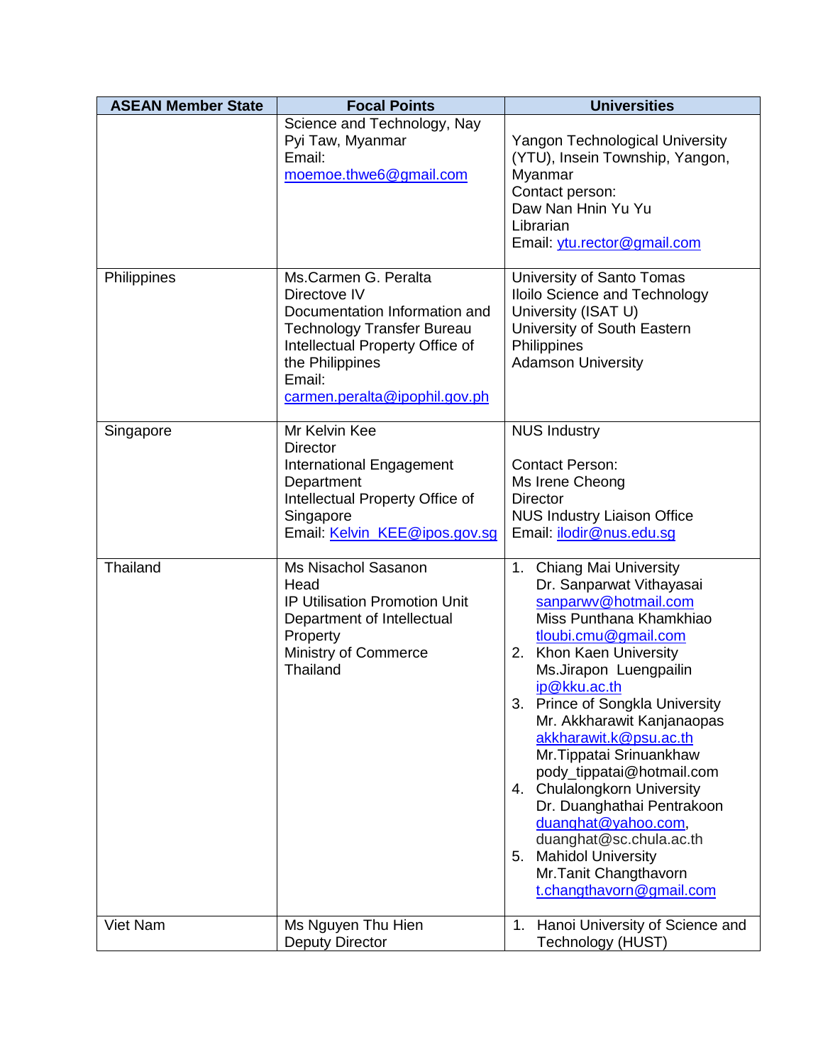| ASEAN Member State | Focal Points | Universities |
|---|---|---|
| | Science and Technology, Nay Pyi Taw, Myanmar<br>Email:<br>moemoe.thwe6@gmail.com | Yangon Technological University (YTU), Insein Township, Yangon, Myanmar<br>Contact person:<br>Daw Nan Hnin Yu Yu<br>Librarian<br>Email: ytu.rector@gmail.com |
| Philippines | Ms.Carmen G. Peralta<br>Directove IV<br>Documentation Information and Technology Transfer Bureau<br>Intellectual Property Office of the Philippines<br>Email:<br>carmen.peralta@ipophil.gov.ph | University of Santo Tomas<br>Iloilo Science and Technology University (ISAT U)<br>University of South Eastern Philippines<br>Adamson University |
| Singapore | Mr Kelvin Kee<br>Director<br>International Engagement Department<br>Intellectual Property Office of Singapore<br>Email: Kelvin_KEE@ipos.gov.sg | NUS Industry<br><br>Contact Person:<br>Ms Irene Cheong<br>Director<br>NUS Industry Liaison Office<br>Email: ilodir@nus.edu.sg |
| Thailand | Ms Nisachol Sasanon<br>Head<br>IP Utilisation Promotion Unit<br>Department of Intellectual Property<br>Ministry of Commerce<br>Thailand | 1. Chiang Mai University<br>Dr. Sanparwat Vithayasai<br>sanparwv@hotmail.com<br>Miss Punthana Khamkhiao<br>tloubi.cmu@gmail.com<br>2. Khon Kaen University<br>Ms.Jirapon Luengpailin<br>ip@kku.ac.th<br>3. Prince of Songkla University<br>Mr. Akkharawit Kanjanaopas<br>akkharawit.k@psu.ac.th<br>Mr.Tippatai Srinuankhaw<br>pody_tippatai@hotmail.com<br>4. Chulalongkorn University<br>Dr. Duanghathai Pentrakoon<br>duanghat@yahoo.com,<br>duanghat@sc.chula.ac.th<br>5. Mahidol University<br>Mr.Tanit Changthavorn<br>t.changthavorn@gmail.com |
| Viet Nam | Ms Nguyen Thu Hien<br>Deputy Director | 1. Hanoi University of Science and Technology (HUST) |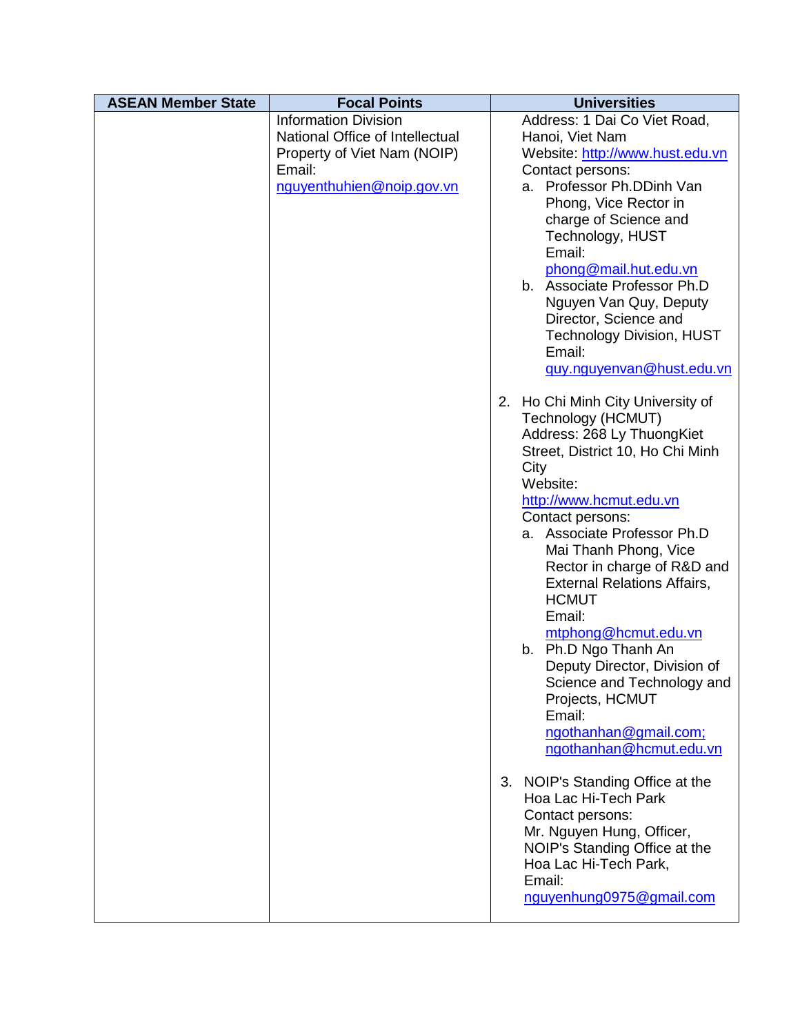| ASEAN Member State | Focal Points | Universities |
| --- | --- | --- |
| | Information Division<br>National Office of Intellectual Property of Viet Nam (NOIP)<br>Email:<br>nguyenthuhien@noip.gov.vn | Address: 1 Dai Co Viet Road, Hanoi, Viet Nam<br>Website: http://www.hust.edu.vn<br>Contact persons:<br>a. Professor Ph.DDinh Van Phong, Vice Rector in charge of Science and Technology, HUST<br>Email:<br>phong@mail.hut.edu.vn<br>b. Associate Professor Ph.D Nguyen Van Quy, Deputy Director, Science and Technology Division, HUST<br>Email:<br>quy.nguyenvan@hust.edu.vn<br><br>2. Ho Chi Minh City University of Technology (HCMUT)<br>Address: 268 Ly ThuongKiet Street, District 10, Ho Chi Minh City<br>Website:<br>http://www.hcmut.edu.vn<br>Contact persons:<br>a. Associate Professor Ph.D Mai Thanh Phong, Vice Rector in charge of R&D and External Relations Affairs, HCMUT<br>Email:<br>mtphong@hcmut.edu.vn<br>b. Ph.D Ngo Thanh An Deputy Director, Division of Science and Technology and Projects, HCMUT<br>Email:<br>ngothanhan@gmail.com;<br>ngothanhan@hcmut.edu.vn<br><br>3. NOIP's Standing Office at the Hoa Lac Hi-Tech Park<br>Contact persons:<br>Mr. Nguyen Hung, Officer, NOIP's Standing Office at the Hoa Lac Hi-Tech Park,<br>Email:<br>nguyenhung0975@gmail.com |